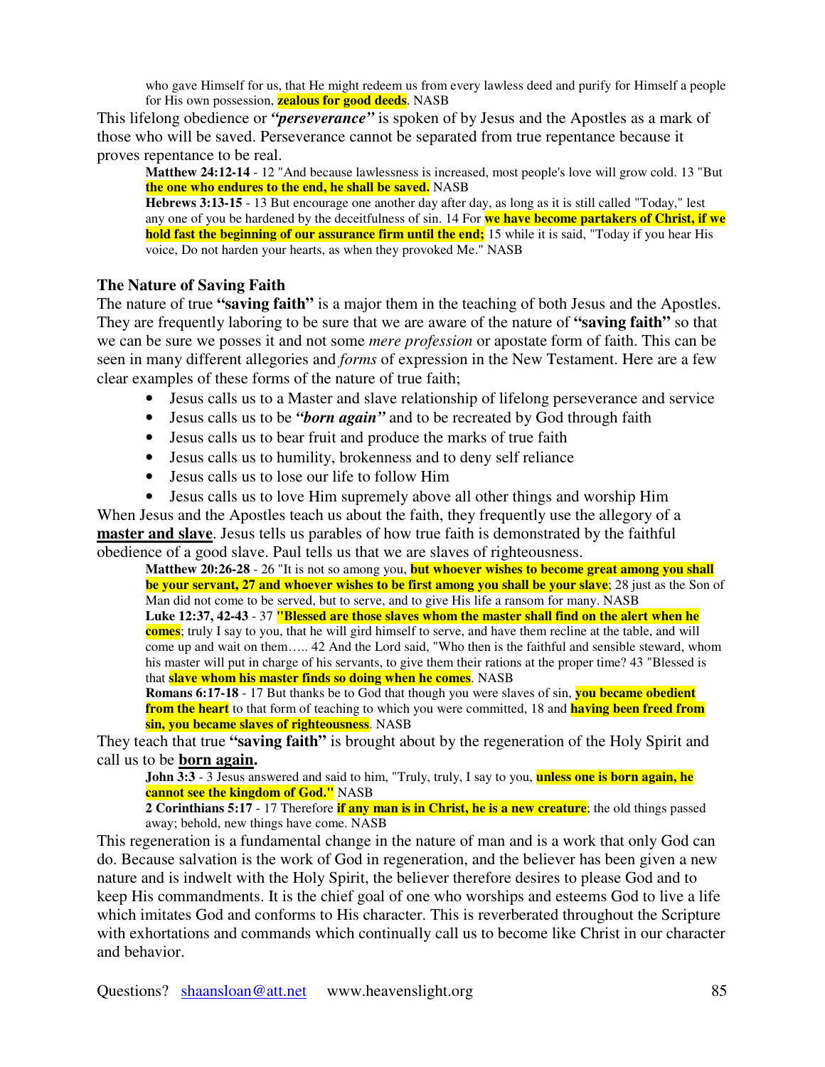who gave Himself for us, that He might redeem us from every lawless deed and purify for Himself a people for His own possession, **zealous for good deeds**. NASB

This lifelong obedience or ***"perseverance"*** is spoken of by Jesus and the Apostles as a mark of those who will be saved. Perseverance cannot be separated from true repentance because it proves repentance to be real.

> **Matthew 24:12-14** - 12 "And because lawlessness is increased, most people's love will grow cold. 13 "But **the one who endures to the end, he shall be saved.** NASB
>
> **Hebrews 3:13-15** - 13 But encourage one another day after day, as long as it is still called "Today," lest any one of you be hardened by the deceitfulness of sin. 14 For **we have become partakers of Christ, if we hold fast the beginning of our assurance firm until the end;** 15 while it is said, "Today if you hear His voice, Do not harden your hearts, as when they provoked Me." NASB

### The Nature of Saving Faith

The nature of true **"saving faith"** is a major them in the teaching of both Jesus and the Apostles. They are frequently laboring to be sure that we are aware of the nature of **"saving faith"** so that we can be sure we posses it and not some *mere profession* or apostate form of faith. This can be seen in many different allegories and *forms* of expression in the New Testament. Here are a few clear examples of these forms of the nature of true faith;

- Jesus calls us to a Master and slave relationship of lifelong perseverance and service
- Jesus calls us to be ***"born again"*** and to be recreated by God through faith
- Jesus calls us to bear fruit and produce the marks of true faith
- Jesus calls us to humility, brokenness and to deny self reliance
- Jesus calls us to lose our life to follow Him
- Jesus calls us to love Him supremely above all other things and worship Him

When Jesus and the Apostles teach us about the faith, they frequently use the allegory of a **master and slave**. Jesus tells us parables of how true faith is demonstrated by the faithful obedience of a good slave. Paul tells us that we are slaves of righteousness.

> **Matthew 20:26-28** - 26 "It is not so among you, **but whoever wishes to become great among you shall be your servant, 27 and whoever wishes to be first among you shall be your slave**; 28 just as the Son of Man did not come to be served, but to serve, and to give His life a ransom for many. NASB
>
> **Luke 12:37, 42-43** - 37 **"Blessed are those slaves whom the master shall find on the alert when he comes**; truly I say to you, that he will gird himself to serve, and have them recline at the table, and will come up and wait on them….. 42 And the Lord said, "Who then is the faithful and sensible steward, whom his master will put in charge of his servants, to give them their rations at the proper time? 43 "Blessed is that **slave whom his master finds so doing when he comes**. NASB
>
> **Romans 6:17-18** - 17 But thanks be to God that though you were slaves of sin, **you became obedient from the heart** to that form of teaching to which you were committed, 18 and **having been freed from sin, you became slaves of righteousness**. NASB

They teach that true **"saving faith"** is brought about by the regeneration of the Holy Spirit and call us to be **born again.**

> **John 3:3** - 3 Jesus answered and said to him, "Truly, truly, I say to you, **unless one is born again, he cannot see the kingdom of God."** NASB
>
> **2 Corinthians 5:17** - 17 Therefore **if any man is in Christ, he is a new creature**; the old things passed away; behold, new things have come. NASB

This regeneration is a fundamental change in the nature of man and is a work that only God can do. Because salvation is the work of God in regeneration, and the believer has been given a new nature and is indwelt with the Holy Spirit, the believer therefore desires to please God and to keep His commandments. It is the chief goal of one who worships and esteems God to live a life which imitates God and conforms to His character. This is reverberated throughout the Scripture with exhortations and commands which continually call us to become like Christ in our character and behavior.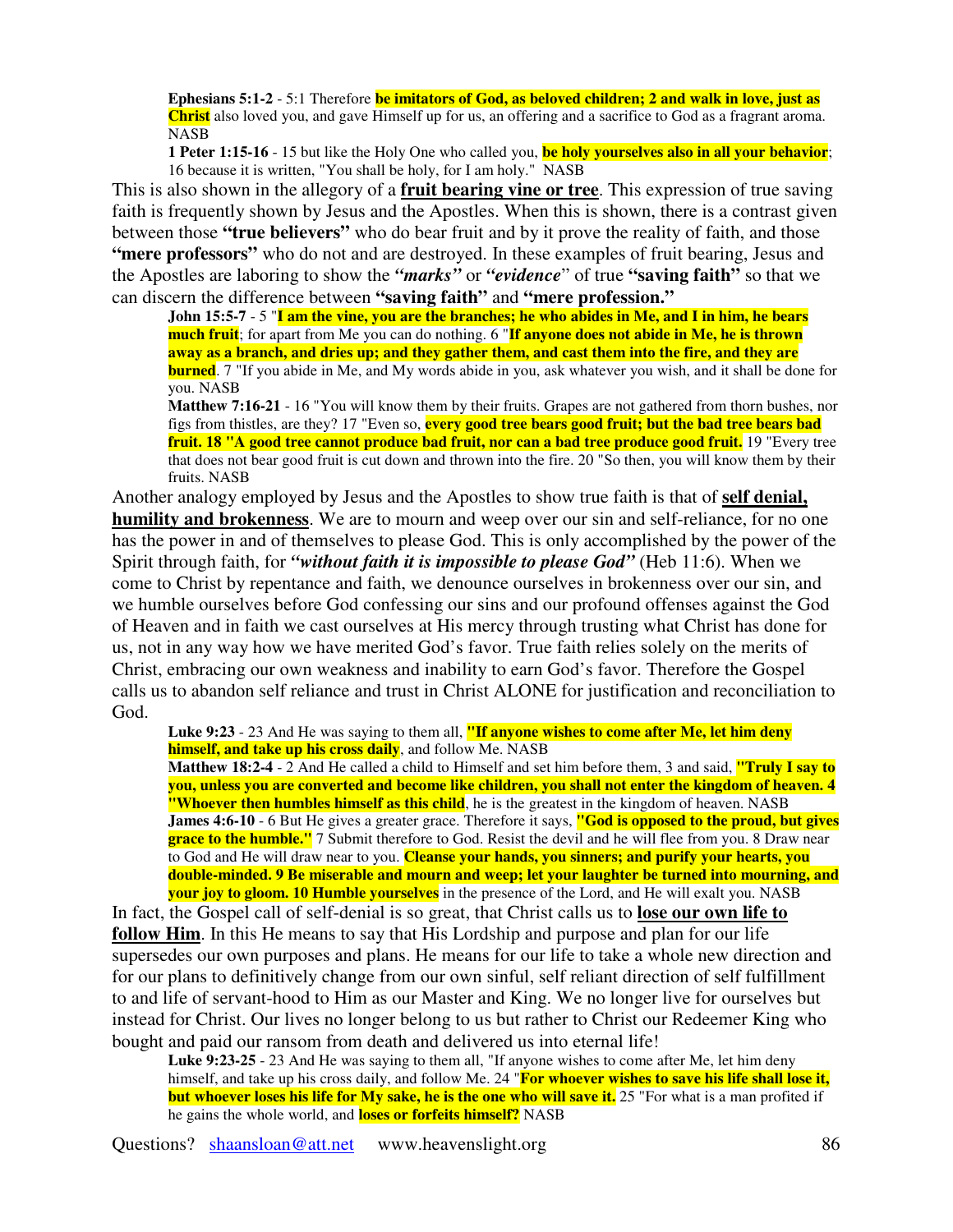> **Ephesians 5:1-2** - 5:1 Therefore **be imitators of God, as beloved children; 2 and walk in love, just as Christ** also loved you, and gave Himself up for us, an offering and a sacrifice to God as a fragrant aroma. NASB
>
> **1 Peter 1:15-16** - 15 but like the Holy One who called you, **be holy yourselves also in all your behavior**; 16 because it is written, "You shall be holy, for I am holy." NASB

This is also shown in the allegory of a **fruit bearing vine or tree**. This expression of true saving faith is frequently shown by Jesus and the Apostles. When this is shown, there is a contrast given between those **"true believers"** who do bear fruit and by it prove the reality of faith, and those **"mere professors"** who do not and are destroyed. In these examples of fruit bearing, Jesus and the Apostles are laboring to show the ***"marks"*** or ***"evidence"*** of true **"saving faith"** so that we can discern the difference between **"saving faith"** and **"mere profession."**

> **John 15:5-7** - 5 "**I am the vine, you are the branches; he who abides in Me, and I in him, he bears much fruit**; for apart from Me you can do nothing. 6 "**If anyone does not abide in Me, he is thrown away as a branch, and dries up; and they gather them, and cast them into the fire, and they are burned**. 7 "If you abide in Me, and My words abide in you, ask whatever you wish, and it shall be done for you. NASB
>
> **Matthew 7:16-21** - 16 "You will know them by their fruits. Grapes are not gathered from thorn bushes, nor figs from thistles, are they? 17 "Even so, **every good tree bears good fruit; but the bad tree bears bad fruit. 18 "A good tree cannot produce bad fruit, nor can a bad tree produce good fruit.** 19 "Every tree that does not bear good fruit is cut down and thrown into the fire. 20 "So then, you will know them by their fruits. NASB

Another analogy employed by Jesus and the Apostles to show true faith is that of **self denial, humility and brokenness**. We are to mourn and weep over our sin and self-reliance, for no one has the power in and of themselves to please God. This is only accomplished by the power of the Spirit through faith, for ***"without faith it is impossible to please God"*** (Heb 11:6). When we come to Christ by repentance and faith, we denounce ourselves in brokenness over our sin, and we humble ourselves before God confessing our sins and our profound offenses against the God of Heaven and in faith we cast ourselves at His mercy through trusting what Christ has done for us, not in any way how we have merited God's favor. True faith relies solely on the merits of Christ, embracing our own weakness and inability to earn God's favor. Therefore the Gospel calls us to abandon self reliance and trust in Christ ALONE for justification and reconciliation to God.

> **Luke 9:23** - 23 And He was saying to them all, **"If anyone wishes to come after Me, let him deny himself, and take up his cross daily**, and follow Me. NASB
>
> **Matthew 18:2-4** - 2 And He called a child to Himself and set him before them, 3 and said, **"Truly I say to you, unless you are converted and become like children, you shall not enter the kingdom of heaven. 4 "Whoever then humbles himself as this child**, he is the greatest in the kingdom of heaven. NASB
>
> **James 4:6-10** - 6 But He gives a greater grace. Therefore it says, **"God is opposed to the proud, but gives grace to the humble."** 7 Submit therefore to God. Resist the devil and he will flee from you. 8 Draw near to God and He will draw near to you. **Cleanse your hands, you sinners; and purify your hearts, you double-minded. 9 Be miserable and mourn and weep; let your laughter be turned into mourning, and your joy to gloom. 10 Humble yourselves** in the presence of the Lord, and He will exalt you. NASB

In fact, the Gospel call of self-denial is so great, that Christ calls us to **lose our own life to follow Him**. In this He means to say that His Lordship and purpose and plan for our life supersedes our own purposes and plans. He means for our life to take a whole new direction and for our plans to definitively change from our own sinful, self reliant direction of self fulfillment to and life of servant-hood to Him as our Master and King. We no longer live for ourselves but instead for Christ. Our lives no longer belong to us but rather to Christ our Redeemer King who bought and paid our ransom from death and delivered us into eternal life!

> **Luke 9:23-25** - 23 And He was saying to them all, "If anyone wishes to come after Me, let him deny himself, and take up his cross daily, and follow Me. 24 "**For whoever wishes to save his life shall lose it, but whoever loses his life for My sake, he is the one who will save it.** 25 "For what is a man profited if he gains the whole world, and **loses or forfeits himself?** NASB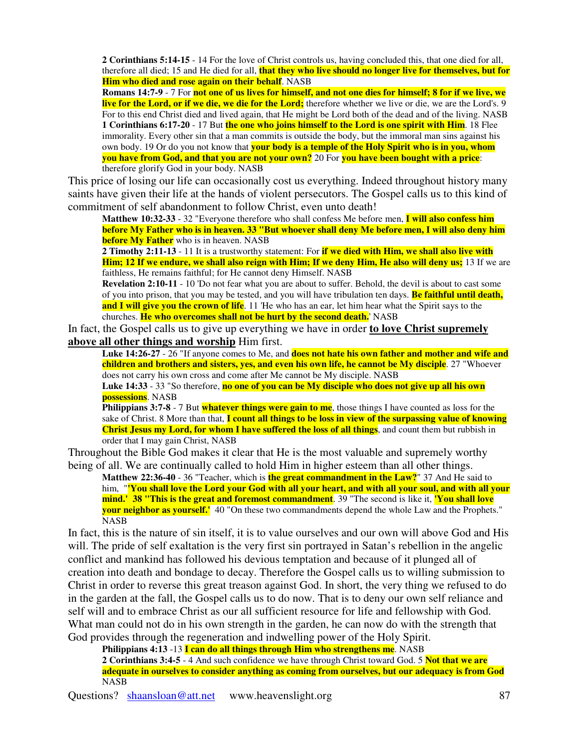**2 Corinthians 5:14-15** - 14 For the love of Christ controls us, having concluded this, that one died for all, therefore all died; 15 and He died for all, **that they who live should no longer live for themselves, but for Him who died and rose again on their behalf**. NASB

**Romans 14:7-9** - 7 For **not one of us lives for himself, and not one dies for himself; 8 for if we live, we live for the Lord, or if we die, we die for the Lord;** therefore whether we live or die, we are the Lord's. 9 For to this end Christ died and lived again, that He might be Lord both of the dead and of the living. NASB

**1 Corinthians 6:17-20** - 17 But **the one who joins himself to the Lord is one spirit with Him**. 18 Flee immorality. Every other sin that a man commits is outside the body, but the immoral man sins against his own body. 19 Or do you not know that **your body is a temple of the Holy Spirit who is in you, whom you have from God, and that you are not your own?** 20 For **you have been bought with a price**: therefore glorify God in your body. NASB

This price of losing our life can occasionally cost us everything. Indeed throughout history many saints have given their life at the hands of violent persecutors. The Gospel calls us to this kind of commitment of self abandonment to follow Christ, even unto death!

**Matthew 10:32-33** - 32 "Everyone therefore who shall confess Me before men, **I will also confess him before My Father who is in heaven. 33 "But whoever shall deny Me before men, I will also deny him before My Father** who is in heaven. NASB

**2 Timothy 2:11-13** - 11 It is a trustworthy statement: For **if we died with Him, we shall also live with Him; 12 If we endure, we shall also reign with Him; If we deny Him, He also will deny us;** 13 If we are faithless, He remains faithful; for He cannot deny Himself. NASB

**Revelation 2:10-11** - 10 'Do not fear what you are about to suffer. Behold, the devil is about to cast some of you into prison, that you may be tested, and you will have tribulation ten days. **Be faithful until death, and I will give you the crown of life**. 11 'He who has an ear, let him hear what the Spirit says to the churches. **He who overcomes shall not be hurt by the second death.**' NASB

In fact, the Gospel calls us to give up everything we have in order **to love Christ supremely above all other things and worship** Him first.

**Luke 14:26-27** - 26 "If anyone comes to Me, and **does not hate his own father and mother and wife and children and brothers and sisters, yes, and even his own life, he cannot be My disciple**. 27 "Whoever does not carry his own cross and come after Me cannot be My disciple. NASB

**Luke 14:33** - 33 "So therefore, **no one of you can be My disciple who does not give up all his own possessions**. NASB

**Philippians 3:7-8** - 7 But **whatever things were gain to me**, those things I have counted as loss for the sake of Christ. 8 More than that, **I count all things to be loss in view of the surpassing value of knowing Christ Jesus my Lord, for whom I have suffered the loss of all things**, and count them but rubbish in order that I may gain Christ, NASB

Throughout the Bible God makes it clear that He is the most valuable and supremely worthy being of all. We are continually called to hold Him in higher esteem than all other things.

**Matthew 22:36-40** - 36 "Teacher, which is **the great commandment in the Law?**" 37 And He said to him, "**'You shall love the Lord your God with all your heart, and with all your soul, and with all your mind.' 38 "This is the great and foremost commandment**. 39 "The second is like it, **'You shall love your neighbor as yourself.'** 40 "On these two commandments depend the whole Law and the Prophets." NASB

In fact, this is the nature of sin itself, it is to value ourselves and our own will above God and His will. The pride of self exaltation is the very first sin portrayed in Satan's rebellion in the angelic conflict and mankind has followed his devious temptation and because of it plunged all of creation into death and bondage to decay. Therefore the Gospel calls us to willing submission to Christ in order to reverse this great treason against God. In short, the very thing we refused to do in the garden at the fall, the Gospel calls us to do now. That is to deny our own self reliance and self will and to embrace Christ as our all sufficient resource for life and fellowship with God. What man could not do in his own strength in the garden, he can now do with the strength that God provides through the regeneration and indwelling power of the Holy Spirit.

**Philippians 4:13** -13 **I can do all things through Him who strengthens me**. NASB

**2 Corinthians 3:4-5** - 4 And such confidence we have through Christ toward God. 5 **Not that we are adequate in ourselves to consider anything as coming from ourselves, but our adequacy is from God** NASB